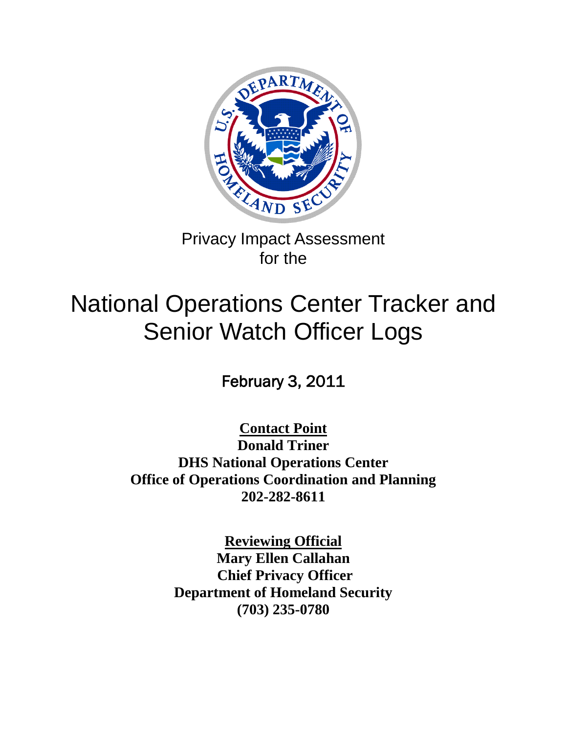Privacy Impact Assessment
for the

# National Operations Center Tracker and Senior Watch Officer Logs

February 3, 2011

**Contact Point**
**Donald Triner**
**DHS National Operations Center**
**Office of Operations Coordination and Planning**
**202-282-8611**

**Reviewing Official**
**Mary Ellen Callahan**
**Chief Privacy Officer**
**Department of Homeland Security**
**(703) 235-0780**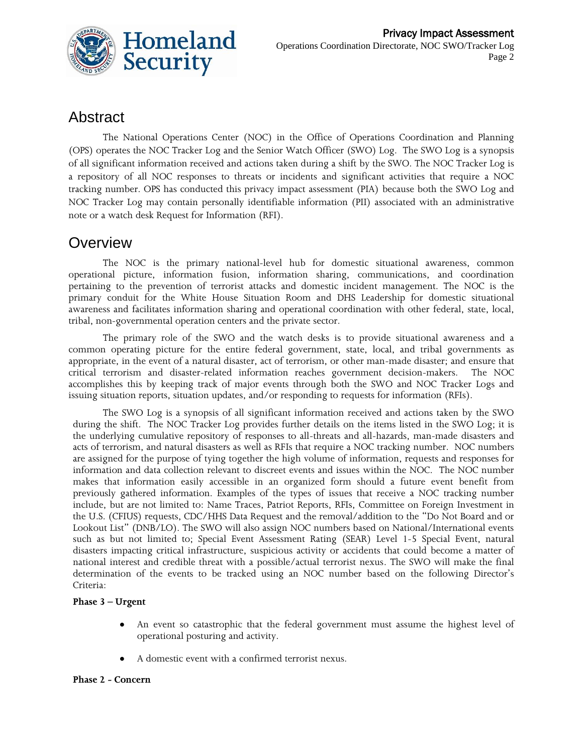## Abstract

The National Operations Center (NOC) in the Office of Operations Coordination and Planning (OPS) operates the NOC Tracker Log and the Senior Watch Officer (SWO) Log. The SWO Log is a synopsis of all significant information received and actions taken during a shift by the SWO. The NOC Tracker Log is a repository of all NOC responses to threats or incidents and significant activities that require a NOC tracking number. OPS has conducted this privacy impact assessment (PIA) because both the SWO Log and NOC Tracker Log may contain personally identifiable information (PII) associated with an administrative note or a watch desk Request for Information (RFI).

## Overview

The NOC is the primary national-level hub for domestic situational awareness, common operational picture, information fusion, information sharing, communications, and coordination pertaining to the prevention of terrorist attacks and domestic incident management. The NOC is the primary conduit for the White House Situation Room and DHS Leadership for domestic situational awareness and facilitates information sharing and operational coordination with other federal, state, local, tribal, non-governmental operation centers and the private sector.

The primary role of the SWO and the watch desks is to provide situational awareness and a common operating picture for the entire federal government, state, local, and tribal governments as appropriate, in the event of a natural disaster, act of terrorism, or other man-made disaster; and ensure that critical terrorism and disaster-related information reaches government decision-makers. The NOC accomplishes this by keeping track of major events through both the SWO and NOC Tracker Logs and issuing situation reports, situation updates, and/or responding to requests for information (RFIs).

The SWO Log is a synopsis of all significant information received and actions taken by the SWO during the shift. The NOC Tracker Log provides further details on the items listed in the SWO Log; it is the underlying cumulative repository of responses to all-threats and all-hazards, man-made disasters and acts of terrorism, and natural disasters as well as RFIs that require a NOC tracking number. NOC numbers are assigned for the purpose of tying together the high volume of information, requests and responses for information and data collection relevant to discreet events and issues within the NOC. The NOC number makes that information easily accessible in an organized form should a future event benefit from previously gathered information. Examples of the types of issues that receive a NOC tracking number include, but are not limited to: Name Traces, Patriot Reports, RFIs, Committee on Foreign Investment in the U.S. (CFIUS) requests, CDC/HHS Data Request and the removal/addition to the "Do Not Board and or Lookout List" (DNB/LO). The SWO will also assign NOC numbers based on National/International events such as but not limited to; Special Event Assessment Rating (SEAR) Level 1-5 Special Event, natural disasters impacting critical infrastructure, suspicious activity or accidents that could become a matter of national interest and credible threat with a possible/actual terrorist nexus. The SWO will make the final determination of the events to be tracked using an NOC number based on the following Director's Criteria:

**Phase 3 – Urgent**

- An event so catastrophic that the federal government must assume the highest level of operational posturing and activity.
- A domestic event with a confirmed terrorist nexus.

**Phase 2 - Concern**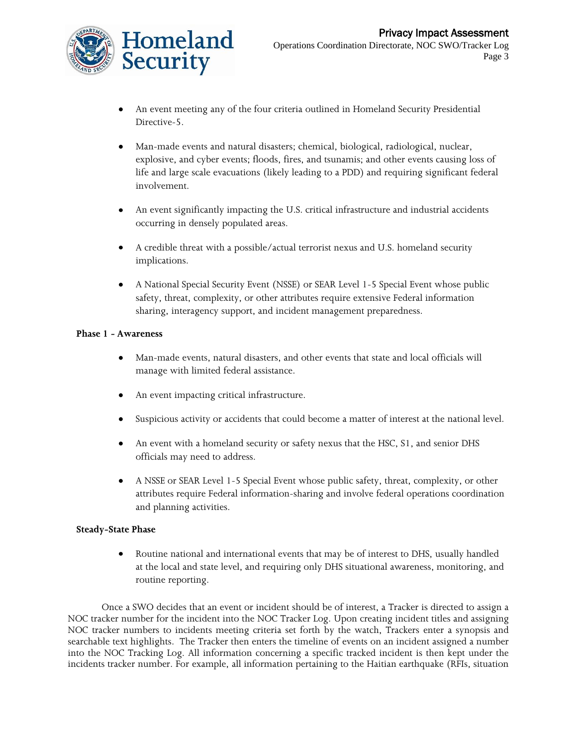- An event meeting any of the four criteria outlined in Homeland Security Presidential Directive-5.
- Man-made events and natural disasters; chemical, biological, radiological, nuclear, explosive, and cyber events; floods, fires, and tsunamis; and other events causing loss of life and large scale evacuations (likely leading to a PDD) and requiring significant federal involvement.
- An event significantly impacting the U.S. critical infrastructure and industrial accidents occurring in densely populated areas.
- A credible threat with a possible/actual terrorist nexus and U.S. homeland security implications.
- A National Special Security Event (NSSE) or SEAR Level 1-5 Special Event whose public safety, threat, complexity, or other attributes require extensive Federal information sharing, interagency support, and incident management preparedness.

**Phase 1 - Awareness**

- Man-made events, natural disasters, and other events that state and local officials will manage with limited federal assistance.
- An event impacting critical infrastructure.
- Suspicious activity or accidents that could become a matter of interest at the national level.
- An event with a homeland security or safety nexus that the HSC, S1, and senior DHS officials may need to address.
- A NSSE or SEAR Level 1-5 Special Event whose public safety, threat, complexity, or other attributes require Federal information-sharing and involve federal operations coordination and planning activities.

**Steady-State Phase**

- Routine national and international events that may be of interest to DHS, usually handled at the local and state level, and requiring only DHS situational awareness, monitoring, and routine reporting.

Once a SWO decides that an event or incident should be of interest, a Tracker is directed to assign a NOC tracker number for the incident into the NOC Tracker Log. Upon creating incident titles and assigning NOC tracker numbers to incidents meeting criteria set forth by the watch, Trackers enter a synopsis and searchable text highlights. The Tracker then enters the timeline of events on an incident assigned a number into the NOC Tracking Log. All information concerning a specific tracked incident is then kept under the incidents tracker number. For example, all information pertaining to the Haitian earthquake (RFIs, situation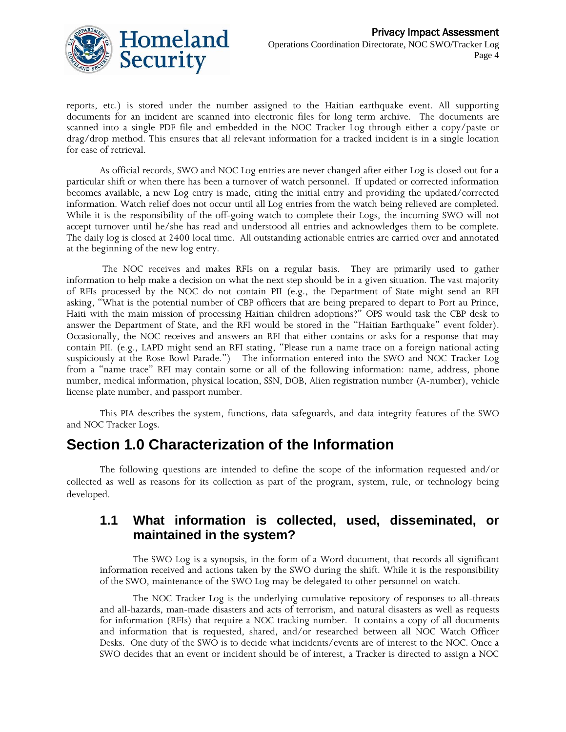reports, etc.) is stored under the number assigned to the Haitian earthquake event. All supporting documents for an incident are scanned into electronic files for long term archive. The documents are scanned into a single PDF file and embedded in the NOC Tracker Log through either a copy/paste or drag/drop method. This ensures that all relevant information for a tracked incident is in a single location for ease of retrieval.

As official records, SWO and NOC Log entries are never changed after either Log is closed out for a particular shift or when there has been a turnover of watch personnel. If updated or corrected information becomes available, a new Log entry is made, citing the initial entry and providing the updated/corrected information. Watch relief does not occur until all Log entries from the watch being relieved are completed. While it is the responsibility of the off-going watch to complete their Logs, the incoming SWO will not accept turnover until he/she has read and understood all entries and acknowledges them to be complete. The daily log is closed at 2400 local time. All outstanding actionable entries are carried over and annotated at the beginning of the new log entry.

The NOC receives and makes RFIs on a regular basis. They are primarily used to gather information to help make a decision on what the next step should be in a given situation. The vast majority of RFIs processed by the NOC do not contain PII (e.g., the Department of State might send an RFI asking, "What is the potential number of CBP officers that are being prepared to depart to Port au Prince, Haiti with the main mission of processing Haitian children adoptions?" OPS would task the CBP desk to answer the Department of State, and the RFI would be stored in the "Haitian Earthquake" event folder). Occasionally, the NOC receives and answers an RFI that either contains or asks for a response that may contain PII. (e.g., LAPD might send an RFI stating, "Please run a name trace on a foreign national acting suspiciously at the Rose Bowl Parade.") The information entered into the SWO and NOC Tracker Log from a "name trace" RFI may contain some or all of the following information: name, address, phone number, medical information, physical location, SSN, DOB, Alien registration number (A-number), vehicle license plate number, and passport number.

This PIA describes the system, functions, data safeguards, and data integrity features of the SWO and NOC Tracker Logs.

# Section 1.0 Characterization of the Information

The following questions are intended to define the scope of the information requested and/or collected as well as reasons for its collection as part of the program, system, rule, or technology being developed.

## 1.1 What information is collected, used, disseminated, or maintained in the system?

The SWO Log is a synopsis, in the form of a Word document, that records all significant information received and actions taken by the SWO during the shift. While it is the responsibility of the SWO, maintenance of the SWO Log may be delegated to other personnel on watch.

The NOC Tracker Log is the underlying cumulative repository of responses to all-threats and all-hazards, man-made disasters and acts of terrorism, and natural disasters as well as requests for information (RFIs) that require a NOC tracking number. It contains a copy of all documents and information that is requested, shared, and/or researched between all NOC Watch Officer Desks. One duty of the SWO is to decide what incidents/events are of interest to the NOC. Once a SWO decides that an event or incident should be of interest, a Tracker is directed to assign a NOC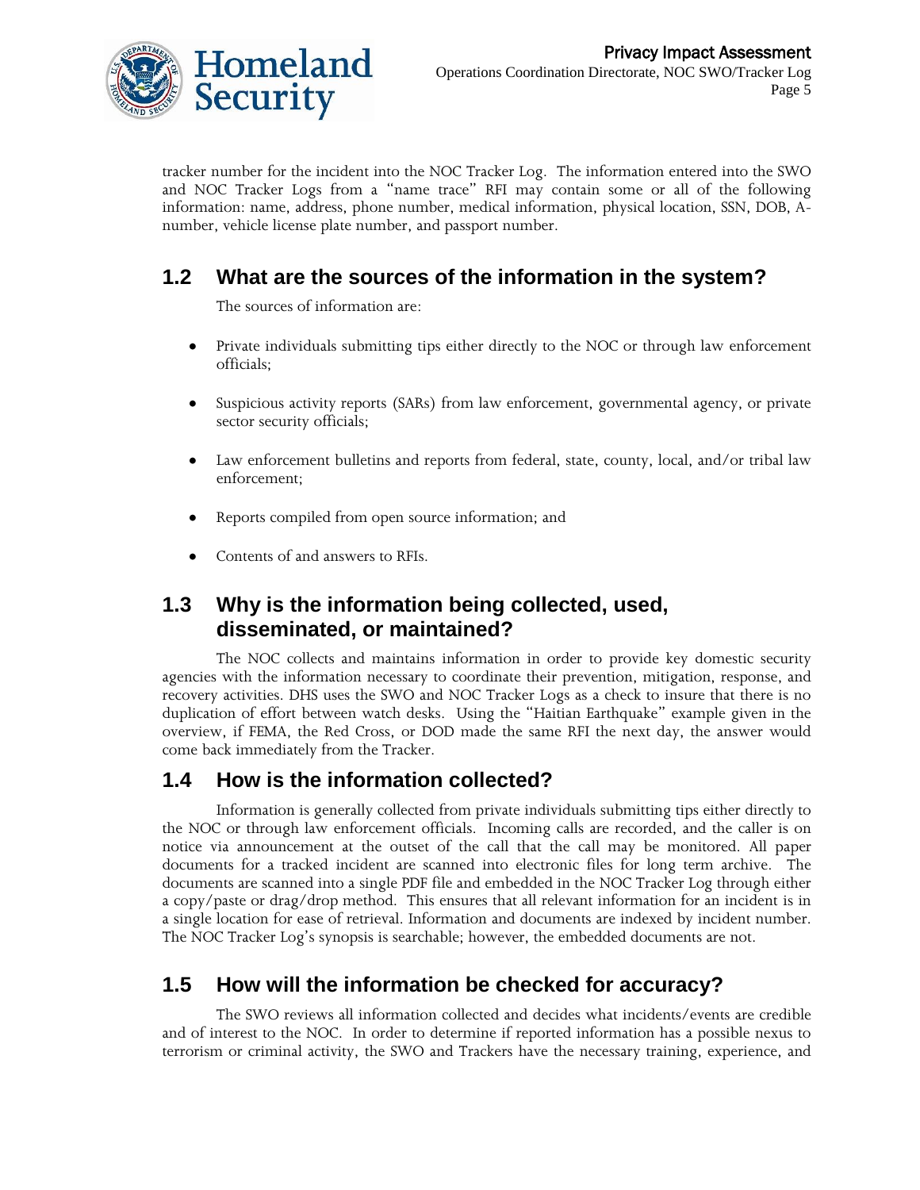tracker number for the incident into the NOC Tracker Log. The information entered into the SWO and NOC Tracker Logs from a "name trace" RFI may contain some or all of the following information: name, address, phone number, medical information, physical location, SSN, DOB, A-number, vehicle license plate number, and passport number.

## 1.2 What are the sources of the information in the system?

The sources of information are:

- Private individuals submitting tips either directly to the NOC or through law enforcement officials;
- Suspicious activity reports (SARs) from law enforcement, governmental agency, or private sector security officials;
- Law enforcement bulletins and reports from federal, state, county, local, and/or tribal law enforcement;
- Reports compiled from open source information; and
- Contents of and answers to RFIs.

## 1.3 Why is the information being collected, used, disseminated, or maintained?

The NOC collects and maintains information in order to provide key domestic security agencies with the information necessary to coordinate their prevention, mitigation, response, and recovery activities. DHS uses the SWO and NOC Tracker Logs as a check to insure that there is no duplication of effort between watch desks. Using the "Haitian Earthquake" example given in the overview, if FEMA, the Red Cross, or DOD made the same RFI the next day, the answer would come back immediately from the Tracker.

## 1.4 How is the information collected?

Information is generally collected from private individuals submitting tips either directly to the NOC or through law enforcement officials. Incoming calls are recorded, and the caller is on notice via announcement at the outset of the call that the call may be monitored. All paper documents for a tracked incident are scanned into electronic files for long term archive. The documents are scanned into a single PDF file and embedded in the NOC Tracker Log through either a copy/paste or drag/drop method. This ensures that all relevant information for an incident is in a single location for ease of retrieval. Information and documents are indexed by incident number. The NOC Tracker Log's synopsis is searchable; however, the embedded documents are not.

## 1.5 How will the information be checked for accuracy?

The SWO reviews all information collected and decides what incidents/events are credible and of interest to the NOC. In order to determine if reported information has a possible nexus to terrorism or criminal activity, the SWO and Trackers have the necessary training, experience, and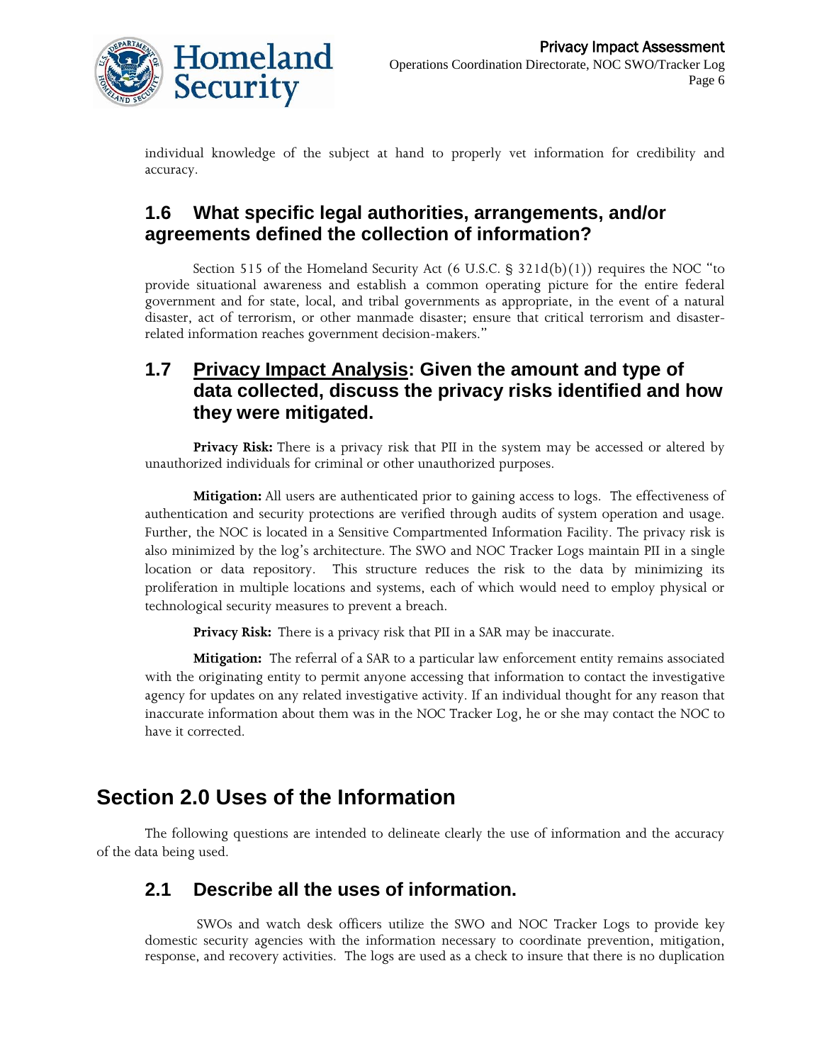individual knowledge of the subject at hand to properly vet information for credibility and accuracy.

### 1.6 What specific legal authorities, arrangements, and/or agreements defined the collection of information?

Section 515 of the Homeland Security Act (6 U.S.C. § 321d(b)(1)) requires the NOC "to provide situational awareness and establish a common operating picture for the entire federal government and for state, local, and tribal governments as appropriate, in the event of a natural disaster, act of terrorism, or other manmade disaster; ensure that critical terrorism and disaster-related information reaches government decision-makers."

### 1.7 Privacy Impact Analysis: Given the amount and type of data collected, discuss the privacy risks identified and how they were mitigated.

**Privacy Risk:** There is a privacy risk that PII in the system may be accessed or altered by unauthorized individuals for criminal or other unauthorized purposes.

**Mitigation:** All users are authenticated prior to gaining access to logs. The effectiveness of authentication and security protections are verified through audits of system operation and usage. Further, the NOC is located in a Sensitive Compartmented Information Facility. The privacy risk is also minimized by the log's architecture. The SWO and NOC Tracker Logs maintain PII in a single location or data repository. This structure reduces the risk to the data by minimizing its proliferation in multiple locations and systems, each of which would need to employ physical or technological security measures to prevent a breach.

**Privacy Risk:** There is a privacy risk that PII in a SAR may be inaccurate.

**Mitigation:** The referral of a SAR to a particular law enforcement entity remains associated with the originating entity to permit anyone accessing that information to contact the investigative agency for updates on any related investigative activity. If an individual thought for any reason that inaccurate information about them was in the NOC Tracker Log, he or she may contact the NOC to have it corrected.

## Section 2.0 Uses of the Information

The following questions are intended to delineate clearly the use of information and the accuracy of the data being used.

### 2.1 Describe all the uses of information.

SWOs and watch desk officers utilize the SWO and NOC Tracker Logs to provide key domestic security agencies with the information necessary to coordinate prevention, mitigation, response, and recovery activities. The logs are used as a check to insure that there is no duplication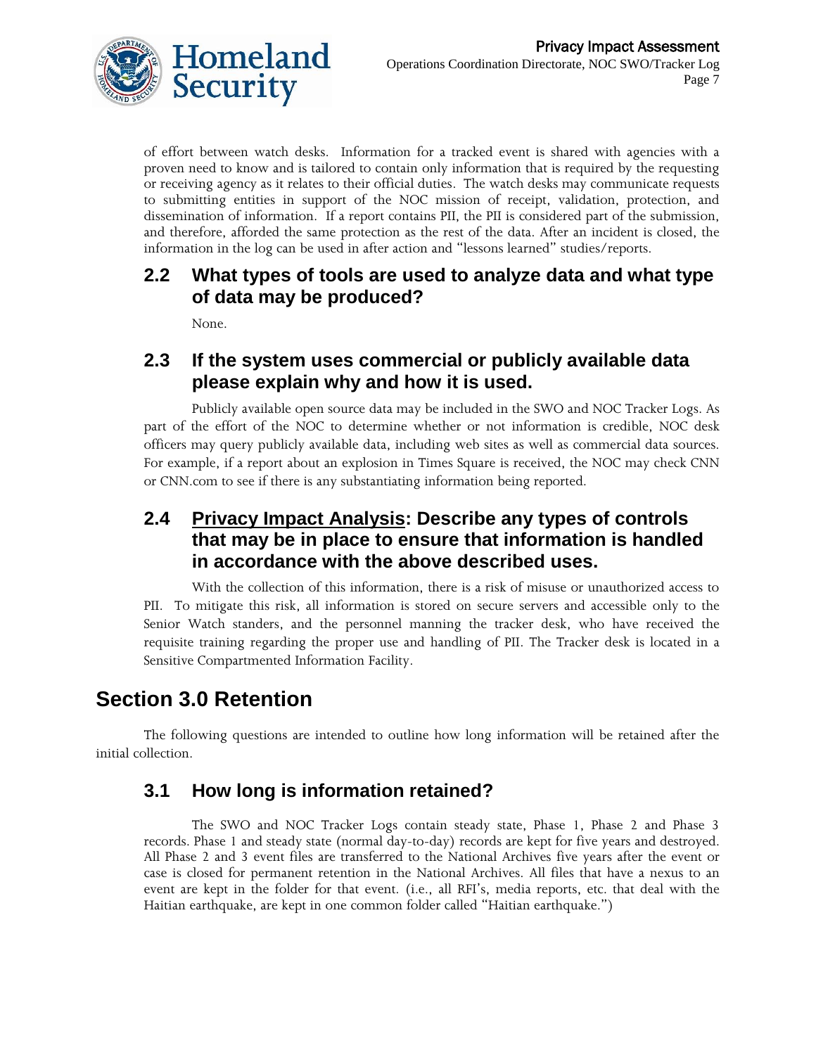of effort between watch desks. Information for a tracked event is shared with agencies with a proven need to know and is tailored to contain only information that is required by the requesting or receiving agency as it relates to their official duties. The watch desks may communicate requests to submitting entities in support of the NOC mission of receipt, validation, protection, and dissemination of information. If a report contains PII, the PII is considered part of the submission, and therefore, afforded the same protection as the rest of the data. After an incident is closed, the information in the log can be used in after action and "lessons learned" studies/reports.

### 2.2 What types of tools are used to analyze data and what type of data may be produced?

None.

### 2.3 If the system uses commercial or publicly available data please explain why and how it is used.

Publicly available open source data may be included in the SWO and NOC Tracker Logs. As part of the effort of the NOC to determine whether or not information is credible, NOC desk officers may query publicly available data, including web sites as well as commercial data sources. For example, if a report about an explosion in Times Square is received, the NOC may check CNN or CNN.com to see if there is any substantiating information being reported.

### 2.4 Privacy Impact Analysis: Describe any types of controls that may be in place to ensure that information is handled in accordance with the above described uses.

With the collection of this information, there is a risk of misuse or unauthorized access to PII. To mitigate this risk, all information is stored on secure servers and accessible only to the Senior Watch standers, and the personnel manning the tracker desk, who have received the requisite training regarding the proper use and handling of PII. The Tracker desk is located in a Sensitive Compartmented Information Facility.

## Section 3.0 Retention

The following questions are intended to outline how long information will be retained after the initial collection.

### 3.1 How long is information retained?

The SWO and NOC Tracker Logs contain steady state, Phase 1, Phase 2 and Phase 3 records. Phase 1 and steady state (normal day-to-day) records are kept for five years and destroyed. All Phase 2 and 3 event files are transferred to the National Archives five years after the event or case is closed for permanent retention in the National Archives. All files that have a nexus to an event are kept in the folder for that event. (i.e., all RFI's, media reports, etc. that deal with the Haitian earthquake, are kept in one common folder called "Haitian earthquake.")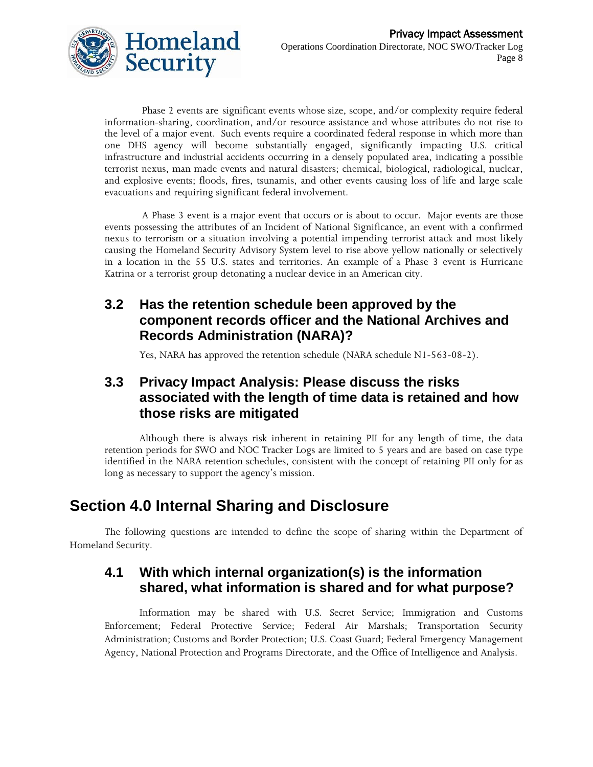Phase 2 events are significant events whose size, scope, and/or complexity require federal information-sharing, coordination, and/or resource assistance and whose attributes do not rise to the level of a major event. Such events require a coordinated federal response in which more than one DHS agency will become substantially engaged, significantly impacting U.S. critical infrastructure and industrial accidents occurring in a densely populated area, indicating a possible terrorist nexus, man made events and natural disasters; chemical, biological, radiological, nuclear, and explosive events; floods, fires, tsunamis, and other events causing loss of life and large scale evacuations and requiring significant federal involvement.

A Phase 3 event is a major event that occurs or is about to occur. Major events are those events possessing the attributes of an Incident of National Significance, an event with a confirmed nexus to terrorism or a situation involving a potential impending terrorist attack and most likely causing the Homeland Security Advisory System level to rise above yellow nationally or selectively in a location in the 55 U.S. states and territories. An example of a Phase 3 event is Hurricane Katrina or a terrorist group detonating a nuclear device in an American city.

### 3.2 Has the retention schedule been approved by the component records officer and the National Archives and Records Administration (NARA)?

Yes, NARA has approved the retention schedule (NARA schedule N1-563-08-2).

### 3.3 Privacy Impact Analysis: Please discuss the risks associated with the length of time data is retained and how those risks are mitigated

Although there is always risk inherent in retaining PII for any length of time, the data retention periods for SWO and NOC Tracker Logs are limited to 5 years and are based on case type identified in the NARA retention schedules, consistent with the concept of retaining PII only for as long as necessary to support the agency's mission.

## Section 4.0 Internal Sharing and Disclosure

The following questions are intended to define the scope of sharing within the Department of Homeland Security.

### 4.1 With which internal organization(s) is the information shared, what information is shared and for what purpose?

Information may be shared with U.S. Secret Service; Immigration and Customs Enforcement; Federal Protective Service; Federal Air Marshals; Transportation Security Administration; Customs and Border Protection; U.S. Coast Guard; Federal Emergency Management Agency, National Protection and Programs Directorate, and the Office of Intelligence and Analysis.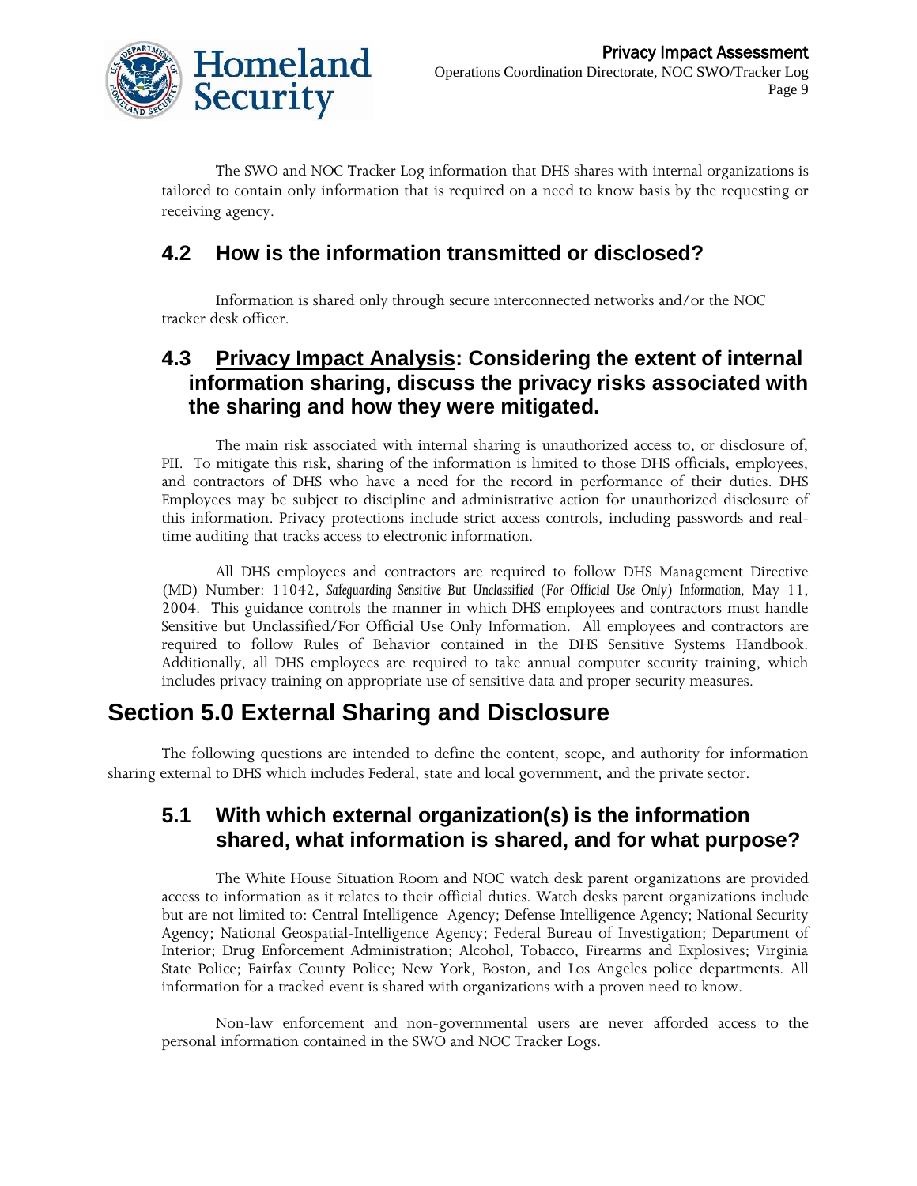The SWO and NOC Tracker Log information that DHS shares with internal organizations is tailored to contain only information that is required on a need to know basis by the requesting or receiving agency.

### 4.2 How is the information transmitted or disclosed?

Information is shared only through secure interconnected networks and/or the NOC tracker desk officer.

### 4.3 Privacy Impact Analysis: Considering the extent of internal information sharing, discuss the privacy risks associated with the sharing and how they were mitigated.

The main risk associated with internal sharing is unauthorized access to, or disclosure of, PII. To mitigate this risk, sharing of the information is limited to those DHS officials, employees, and contractors of DHS who have a need for the record in performance of their duties. DHS Employees may be subject to discipline and administrative action for unauthorized disclosure of this information. Privacy protections include strict access controls, including passwords and real-time auditing that tracks access to electronic information.

All DHS employees and contractors are required to follow DHS Management Directive (MD) Number: 11042, *Safeguarding Sensitive But Unclassified (For Official Use Only) Information*, May 11, 2004. This guidance controls the manner in which DHS employees and contractors must handle Sensitive but Unclassified/For Official Use Only Information. All employees and contractors are required to follow Rules of Behavior contained in the DHS Sensitive Systems Handbook. Additionally, all DHS employees are required to take annual computer security training, which includes privacy training on appropriate use of sensitive data and proper security measures.

## Section 5.0 External Sharing and Disclosure

The following questions are intended to define the content, scope, and authority for information sharing external to DHS which includes Federal, state and local government, and the private sector.

### 5.1 With which external organization(s) is the information shared, what information is shared, and for what purpose?

The White House Situation Room and NOC watch desk parent organizations are provided access to information as it relates to their official duties. Watch desks parent organizations include but are not limited to: Central Intelligence Agency; Defense Intelligence Agency; National Security Agency; National Geospatial-Intelligence Agency; Federal Bureau of Investigation; Department of Interior; Drug Enforcement Administration; Alcohol, Tobacco, Firearms and Explosives; Virginia State Police; Fairfax County Police; New York, Boston, and Los Angeles police departments. All information for a tracked event is shared with organizations with a proven need to know.

Non-law enforcement and non-governmental users are never afforded access to the personal information contained in the SWO and NOC Tracker Logs.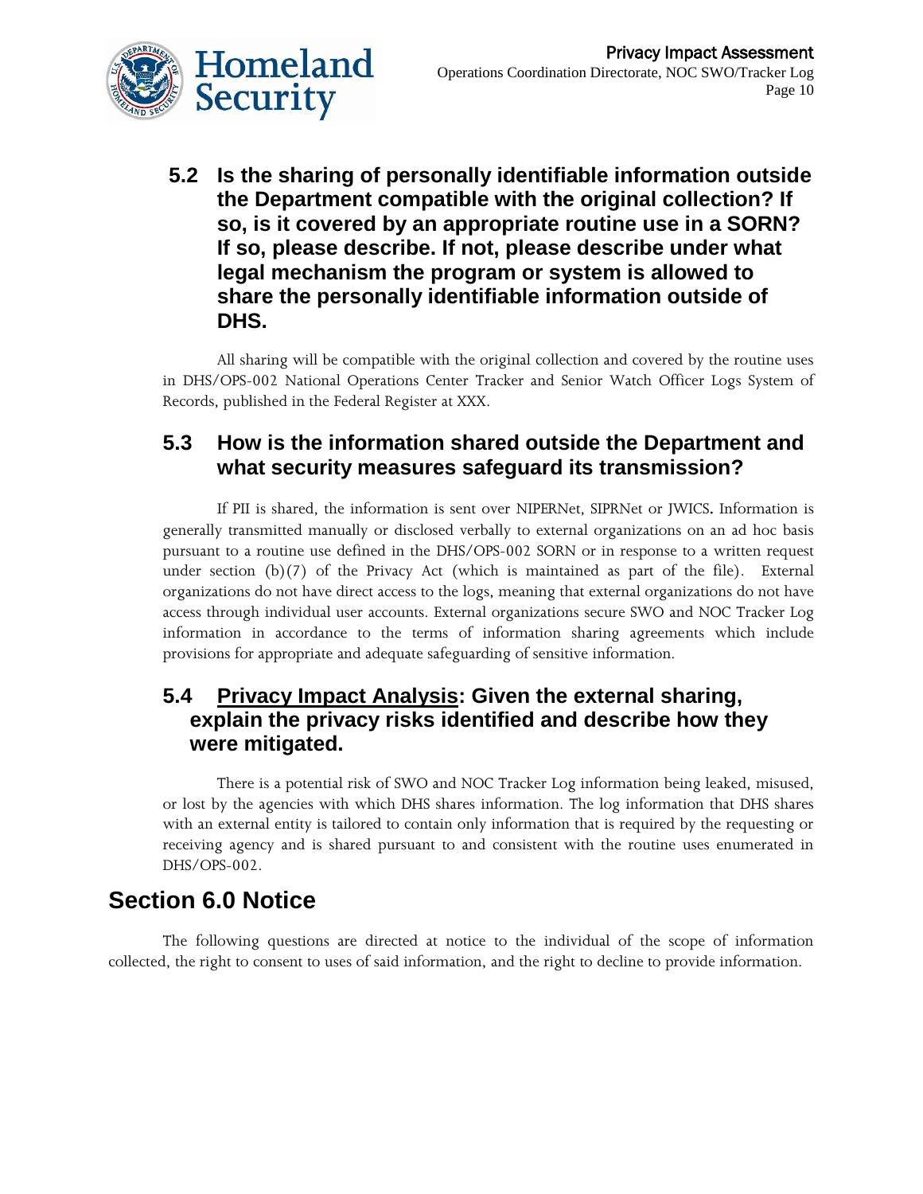### 5.2 Is the sharing of personally identifiable information outside the Department compatible with the original collection? If so, is it covered by an appropriate routine use in a SORN? If so, please describe. If not, please describe under what legal mechanism the program or system is allowed to share the personally identifiable information outside of DHS.

All sharing will be compatible with the original collection and covered by the routine uses in DHS/OPS-002 National Operations Center Tracker and Senior Watch Officer Logs System of Records, published in the Federal Register at XXX.

### 5.3 How is the information shared outside the Department and what security measures safeguard its transmission?

If PII is shared, the information is sent over NIPERNet, SIPRNet or JWICS**.** Information is generally transmitted manually or disclosed verbally to external organizations on an ad hoc basis pursuant to a routine use defined in the DHS/OPS-002 SORN or in response to a written request under section (b)(7) of the Privacy Act (which is maintained as part of the file). External organizations do not have direct access to the logs, meaning that external organizations do not have access through individual user accounts. External organizations secure SWO and NOC Tracker Log information in accordance to the terms of information sharing agreements which include provisions for appropriate and adequate safeguarding of sensitive information.

### 5.4 Privacy Impact Analysis: Given the external sharing, explain the privacy risks identified and describe how they were mitigated.

There is a potential risk of SWO and NOC Tracker Log information being leaked, misused, or lost by the agencies with which DHS shares information. The log information that DHS shares with an external entity is tailored to contain only information that is required by the requesting or receiving agency and is shared pursuant to and consistent with the routine uses enumerated in DHS/OPS-002.

## Section 6.0 Notice

The following questions are directed at notice to the individual of the scope of information collected, the right to consent to uses of said information, and the right to decline to provide information.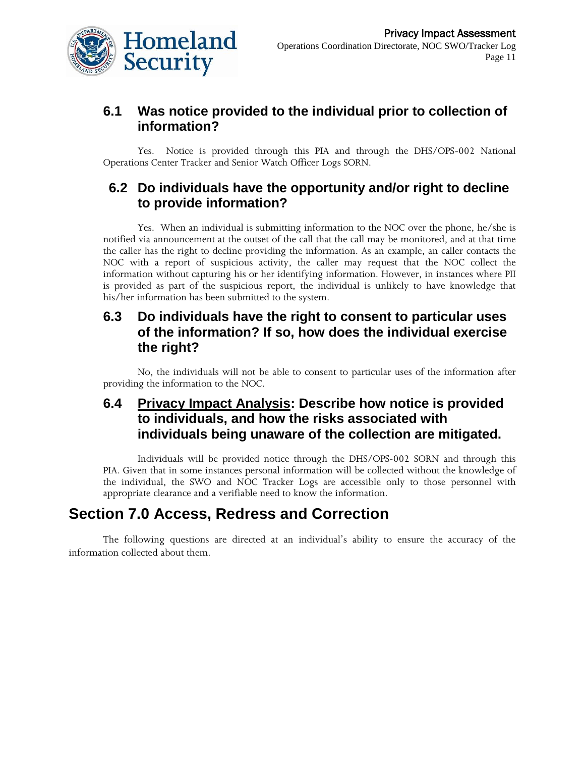### 6.1 Was notice provided to the individual prior to collection of information?

Yes. Notice is provided through this PIA and through the DHS/OPS-002 National Operations Center Tracker and Senior Watch Officer Logs SORN.

### 6.2 Do individuals have the opportunity and/or right to decline to provide information?

Yes. When an individual is submitting information to the NOC over the phone, he/she is notified via announcement at the outset of the call that the call may be monitored, and at that time the caller has the right to decline providing the information. As an example, an caller contacts the NOC with a report of suspicious activity, the caller may request that the NOC collect the information without capturing his or her identifying information. However, in instances where PII is provided as part of the suspicious report, the individual is unlikely to have knowledge that his/her information has been submitted to the system.

### 6.3 Do individuals have the right to consent to particular uses of the information? If so, how does the individual exercise the right?

No, the individuals will not be able to consent to particular uses of the information after providing the information to the NOC.

### 6.4 <u>Privacy Impact Analysis</u>: Describe how notice is provided to individuals, and how the risks associated with individuals being unaware of the collection are mitigated.

Individuals will be provided notice through the DHS/OPS-002 SORN and through this PIA. Given that in some instances personal information will be collected without the knowledge of the individual, the SWO and NOC Tracker Logs are accessible only to those personnel with appropriate clearance and a verifiable need to know the information.

## Section 7.0 Access, Redress and Correction

The following questions are directed at an individual's ability to ensure the accuracy of the information collected about them.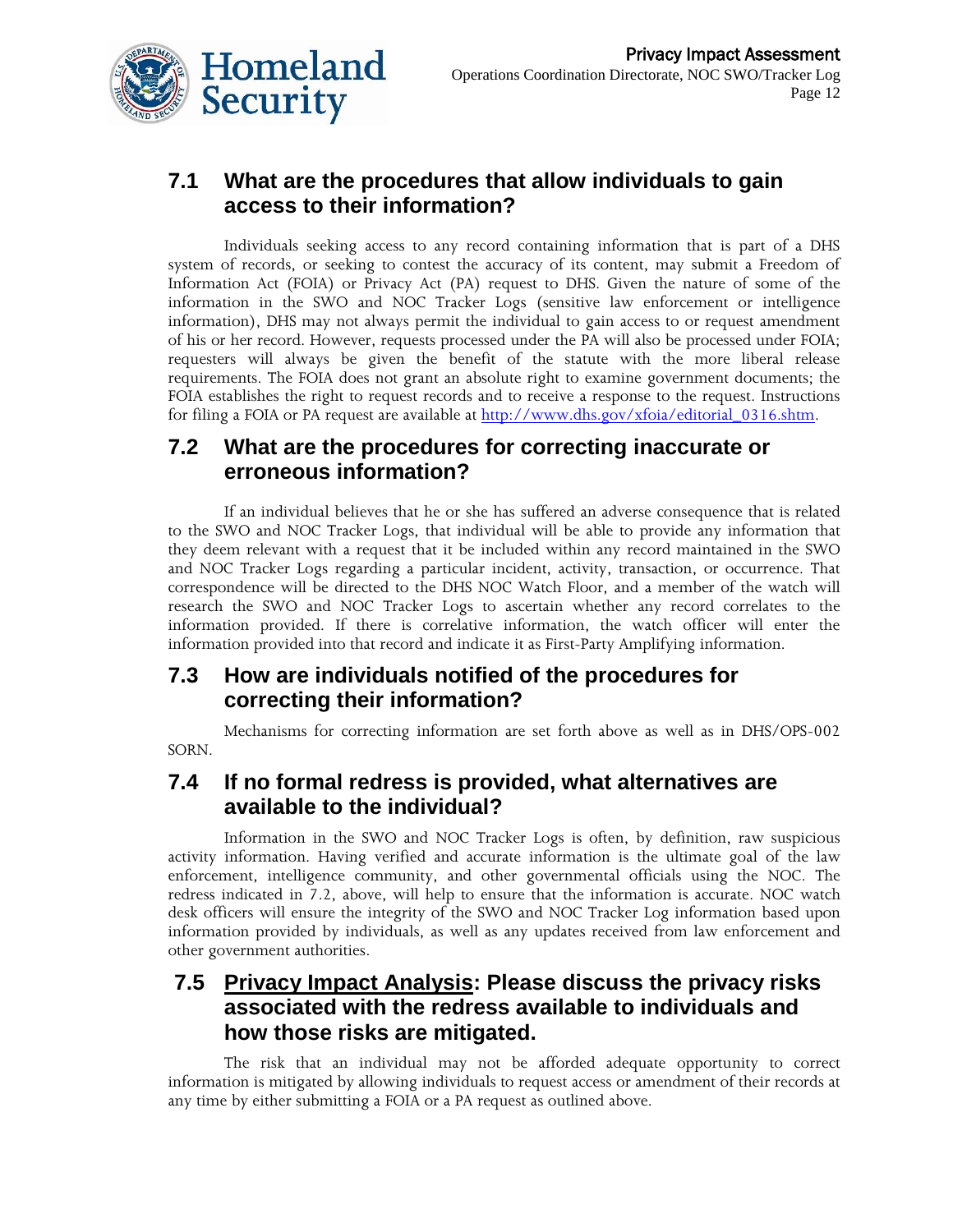## 7.1 What are the procedures that allow individuals to gain access to their information?

Individuals seeking access to any record containing information that is part of a DHS system of records, or seeking to contest the accuracy of its content, may submit a Freedom of Information Act (FOIA) or Privacy Act (PA) request to DHS. Given the nature of some of the information in the SWO and NOC Tracker Logs (sensitive law enforcement or intelligence information), DHS may not always permit the individual to gain access to or request amendment of his or her record. However, requests processed under the PA will also be processed under FOIA; requesters will always be given the benefit of the statute with the more liberal release requirements. The FOIA does not grant an absolute right to examine government documents; the FOIA establishes the right to request records and to receive a response to the request. Instructions for filing a FOIA or PA request are available at [http://www.dhs.gov/xfoia/editorial_0316.shtm](http://www.dhs.gov/xfoia/editorial_0316.shtm).

## 7.2 What are the procedures for correcting inaccurate or erroneous information?

If an individual believes that he or she has suffered an adverse consequence that is related to the SWO and NOC Tracker Logs, that individual will be able to provide any information that they deem relevant with a request that it be included within any record maintained in the SWO and NOC Tracker Logs regarding a particular incident, activity, transaction, or occurrence. That correspondence will be directed to the DHS NOC Watch Floor, and a member of the watch will research the SWO and NOC Tracker Logs to ascertain whether any record correlates to the information provided. If there is correlative information, the watch officer will enter the information provided into that record and indicate it as First-Party Amplifying information.

## 7.3 How are individuals notified of the procedures for correcting their information?

Mechanisms for correcting information are set forth above as well as in DHS/OPS-002 SORN.

## 7.4 If no formal redress is provided, what alternatives are available to the individual?

Information in the SWO and NOC Tracker Logs is often, by definition, raw suspicious activity information. Having verified and accurate information is the ultimate goal of the law enforcement, intelligence community, and other governmental officials using the NOC. The redress indicated in 7.2, above, will help to ensure that the information is accurate. NOC watch desk officers will ensure the integrity of the SWO and NOC Tracker Log information based upon information provided by individuals, as well as any updates received from law enforcement and other government authorities.

## 7.5 Privacy Impact Analysis: Please discuss the privacy risks associated with the redress available to individuals and how those risks are mitigated.

The risk that an individual may not be afforded adequate opportunity to correct information is mitigated by allowing individuals to request access or amendment of their records at any time by either submitting a FOIA or a PA request as outlined above.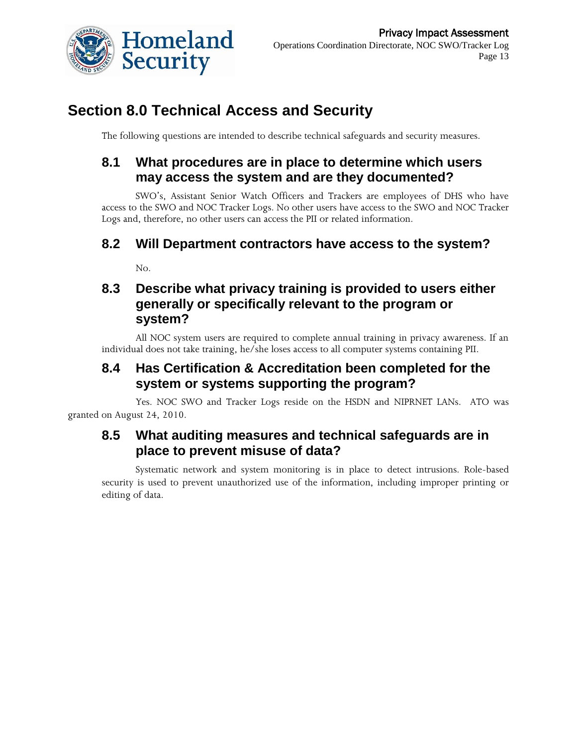## Section 8.0 Technical Access and Security

The following questions are intended to describe technical safeguards and security measures.

### 8.1 What procedures are in place to determine which users may access the system and are they documented?

SWO's, Assistant Senior Watch Officers and Trackers are employees of DHS who have access to the SWO and NOC Tracker Logs. No other users have access to the SWO and NOC Tracker Logs and, therefore, no other users can access the PII or related information.

### 8.2 Will Department contractors have access to the system?

No.

### 8.3 Describe what privacy training is provided to users either generally or specifically relevant to the program or system?

All NOC system users are required to complete annual training in privacy awareness. If an individual does not take training, he/she loses access to all computer systems containing PII.

### 8.4 Has Certification & Accreditation been completed for the system or systems supporting the program?

Yes. NOC SWO and Tracker Logs reside on the HSDN and NIPRNET LANs. ATO was granted on August 24, 2010.

### 8.5 What auditing measures and technical safeguards are in place to prevent misuse of data?

Systematic network and system monitoring is in place to detect intrusions. Role-based security is used to prevent unauthorized use of the information, including improper printing or editing of data.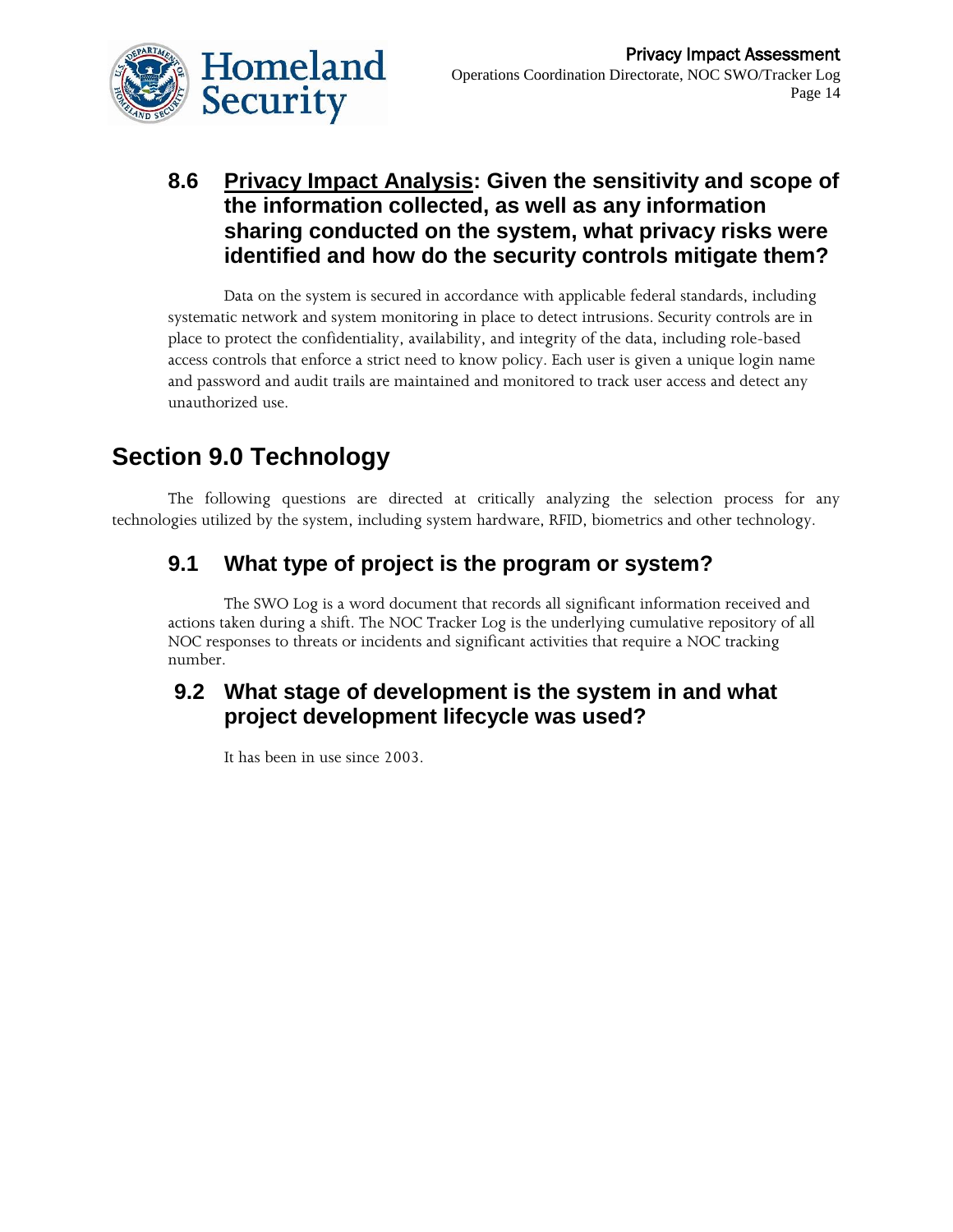### 8.6 Privacy Impact Analysis: Given the sensitivity and scope of the information collected, as well as any information sharing conducted on the system, what privacy risks were identified and how do the security controls mitigate them?

Data on the system is secured in accordance with applicable federal standards, including systematic network and system monitoring in place to detect intrusions. Security controls are in place to protect the confidentiality, availability, and integrity of the data, including role-based access controls that enforce a strict need to know policy. Each user is given a unique login name and password and audit trails are maintained and monitored to track user access and detect any unauthorized use.

## Section 9.0 Technology

The following questions are directed at critically analyzing the selection process for any technologies utilized by the system, including system hardware, RFID, biometrics and other technology.

### 9.1 What type of project is the program or system?

The SWO Log is a word document that records all significant information received and actions taken during a shift. The NOC Tracker Log is the underlying cumulative repository of all NOC responses to threats or incidents and significant activities that require a NOC tracking number.

### 9.2 What stage of development is the system in and what project development lifecycle was used?

It has been in use since 2003.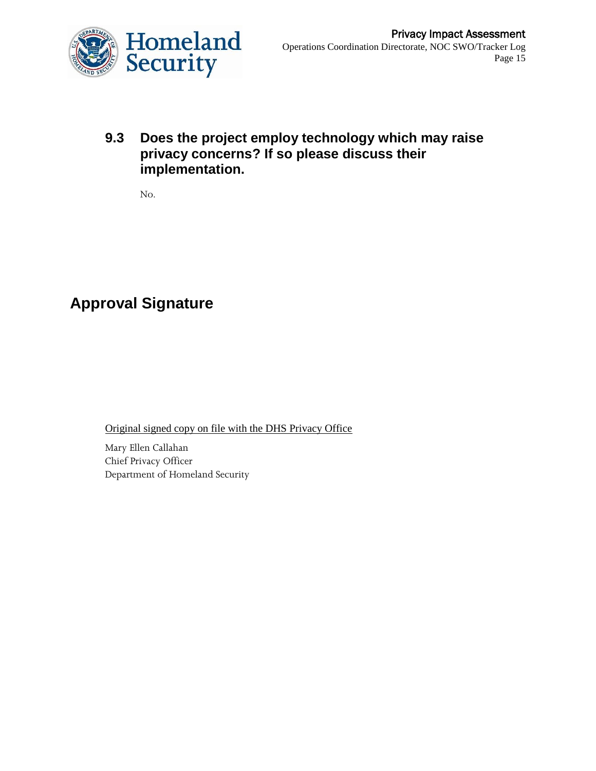### 9.3 Does the project employ technology which may raise privacy concerns? If so please discuss their implementation.

No.

## Approval Signature

Original signed copy on file with the DHS Privacy Office

Mary Ellen Callahan
Chief Privacy Officer
Department of Homeland Security